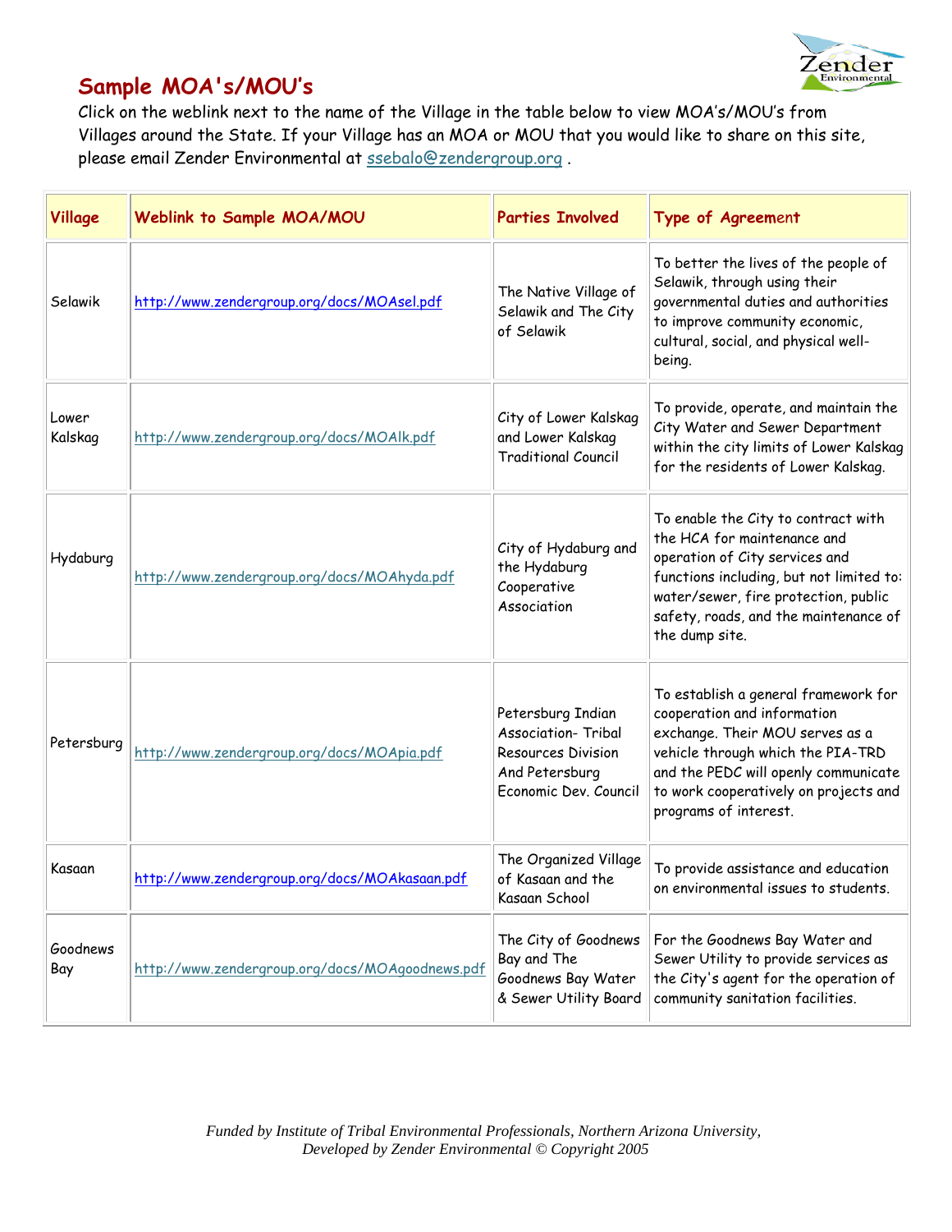# Sample MOA's/MOU's

Click on the weblink next to the name of the Village in the table below to view MOA's/MOU's from Villages around the State. If your Village has an MOA or MOU that you would like to share on this site, please email Zender Environmental at ssebalo@zendergroup.org .

| Village | Weblink to Sample MOA/MOU | Parties Involved | Type of Agreement |
|---|---|---|---|
| Selawik | http://www.zendergroup.org/docs/MOAsel.pdf | The Native Village of Selawik and The City of Selawik | To better the lives of the people of Selawik, through using their governmental duties and authorities to improve community economic, cultural, social, and physical well-being. |
| Lower Kalskag | http://www.zendergroup.org/docs/MOAlk.pdf | City of Lower Kalskag and Lower Kalskag Traditional Council | To provide, operate, and maintain the City Water and Sewer Department within the city limits of Lower Kalskag for the residents of Lower Kalskag. |
| Hydaburg | http://www.zendergroup.org/docs/MOAhyda.pdf | City of Hydaburg and the Hydaburg Cooperative Association | To enable the City to contract with the HCA for maintenance and operation of City services and functions including, but not limited to: water/sewer, fire protection, public safety, roads, and the maintenance of the dump site. |
| Petersburg | http://www.zendergroup.org/docs/MOApia.pdf | Petersburg Indian Association- Tribal Resources Division And Petersburg Economic Dev. Council | To establish a general framework for cooperation and information exchange. Their MOU serves as a vehicle through which the PIA-TRD and the PEDC will openly communicate to work cooperatively on projects and programs of interest. |
| Kasaan | http://www.zendergroup.org/docs/MOAkasaan.pdf | The Organized Village of Kasaan and the Kasaan School | To provide assistance and education on environmental issues to students. |
| Goodnews Bay | http://www.zendergroup.org/docs/MOAgoodnews.pdf | The City of Goodnews Bay and The Goodnews Bay Water & Sewer Utility Board | For the Goodnews Bay Water and Sewer Utility to provide services as the City's agent for the operation of community sanitation facilities. |

*Funded by Institute of Tribal Environmental Professionals, Northern Arizona University, Developed by Zender Environmental © Copyright 2005*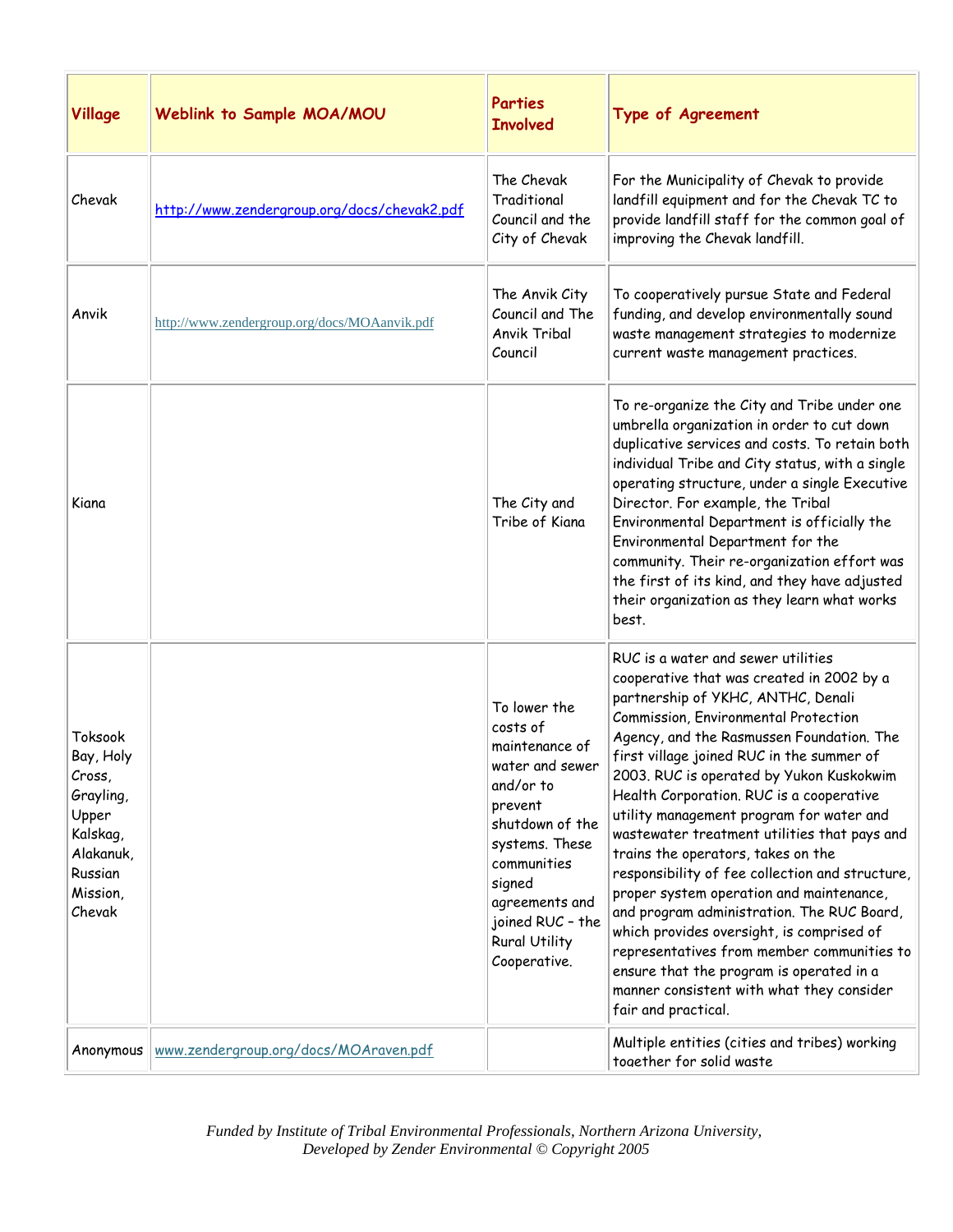| Village | Weblink to Sample MOA/MOU | Parties Involved | Type of Agreement |
|---|---|---|---|
| Chevak | http://www.zendergroup.org/docs/chevak2.pdf | The Chevak Traditional Council and the City of Chevak | For the Municipality of Chevak to provide landfill equipment and for the Chevak TC to provide landfill staff for the common goal of improving the Chevak landfill. |
| Anvik | http://www.zendergroup.org/docs/MOAanvik.pdf | The Anvik City Council and The Anvik Tribal Council | To cooperatively pursue State and Federal funding, and develop environmentally sound waste management strategies to modernize current waste management practices. |
| Kiana | | The City and Tribe of Kiana | To re-organize the City and Tribe under one umbrella organization in order to cut down duplicative services and costs. To retain both individual Tribe and City status, with a single operating structure, under a single Executive Director. For example, the Tribal Environmental Department is officially the Environmental Department for the community. Their re-organization effort was the first of its kind, and they have adjusted their organization as they learn what works best. |
| Toksook Bay, Holy Cross, Grayling, Upper Kalskag, Alakanuk, Russian Mission, Chevak | | To lower the costs of maintenance of water and sewer and/or to prevent shutdown of the systems. These communities signed agreements and joined RUC – the Rural Utility Cooperative. | RUC is a water and sewer utilities cooperative that was created in 2002 by a partnership of YKHC, ANTHC, Denali Commission, Environmental Protection Agency, and the Rasmussen Foundation. The first village joined RUC in the summer of 2003. RUC is operated by Yukon Kuskokwim Health Corporation. RUC is a cooperative utility management program for water and wastewater treatment utilities that pays and trains the operators, takes on the responsibility of fee collection and structure, proper system operation and maintenance, and program administration. The RUC Board, which provides oversight, is comprised of representatives from member communities to ensure that the program is operated in a manner consistent with what they consider fair and practical. |
| Anonymous | www.zendergroup.org/docs/MOAraven.pdf | | Multiple entities (cities and tribes) working together for solid waste |

*Funded by Institute of Tribal Environmental Professionals, Northern Arizona University, Developed by Zender Environmental © Copyright 2005*